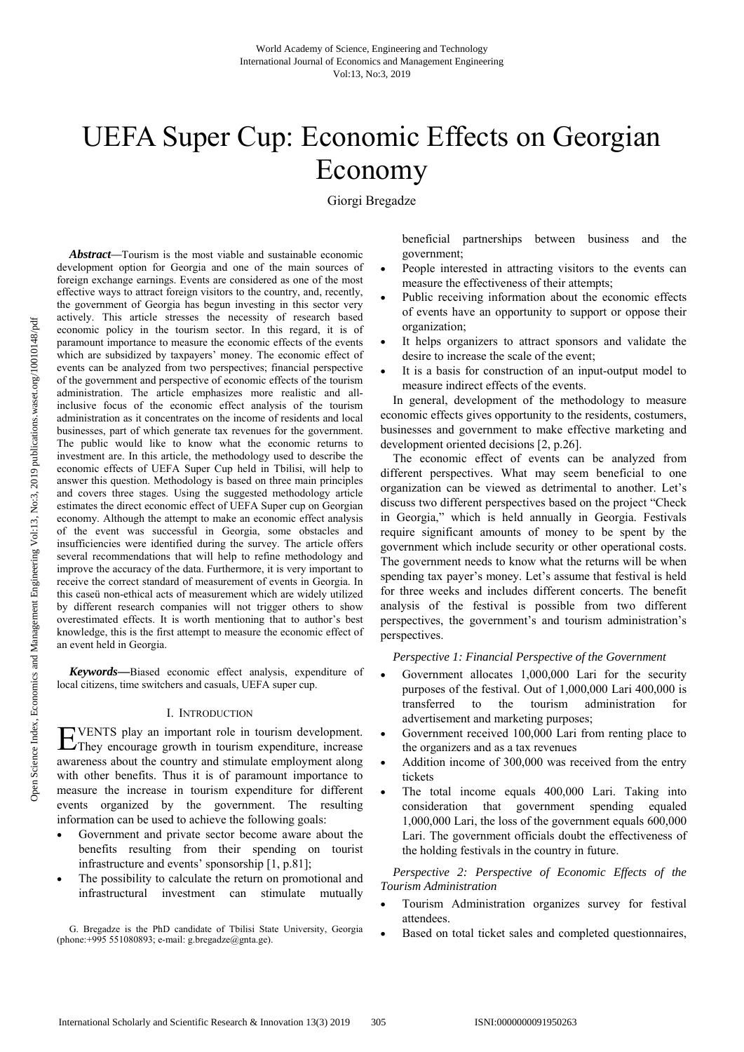# UEFA Super Cup: Economic Effects on Georgian Economy

Giorgi Bregadze

***Abstract*—**Tourism is the most viable and sustainable economic development option for Georgia and one of the main sources of foreign exchange earnings. Events are considered as one of the most effective ways to attract foreign visitors to the country, and, recently, the government of Georgia has begun investing in this sector very actively. This article stresses the necessity of research based economic policy in the tourism sector. In this regard, it is of paramount importance to measure the economic effects of the events which are subsidized by taxpayers' money. The economic effect of events can be analyzed from two perspectives; financial perspective of the government and perspective of economic effects of the tourism administration. The article emphasizes more realistic and all-inclusive focus of the economic effect analysis of the tourism administration as it concentrates on the income of residents and local businesses, part of which generate tax revenues for the government. The public would like to know what the economic returns to investment are. In this article, the methodology used to describe the economic effects of UEFA Super Cup held in Tbilisi, will help to answer this question. Methodology is based on three main principles and covers three stages. Using the suggested methodology article estimates the direct economic effect of UEFA Super cup on Georgian economy. Although the attempt to make an economic effect analysis of the event was successful in Georgia, some obstacles and insufficiencies were identified during the survey. The article offers several recommendations that will help to refine methodology and improve the accuracy of the data. Furthermore, it is very important to receive the correct standard of measurement of events in Georgia. In this caseü non-ethical acts of measurement which are widely utilized by different research companies will not trigger others to show overestimated effects. It is worth mentioning that to author's best knowledge, this is the first attempt to measure the economic effect of an event held in Georgia.

***Keywords*—**Biased economic effect analysis, expenditure of local citizens, time switchers and casuals, UEFA super cup.

## I. Introduction

EVENTS play an important role in tourism development. They encourage growth in tourism expenditure, increase awareness about the country and stimulate employment along with other benefits. Thus it is of paramount importance to measure the increase in tourism expenditure for different events organized by the government. The resulting information can be used to achieve the following goals:

- Government and private sector become aware about the benefits resulting from their spending on tourist infrastructure and events' sponsorship [1, p.81];
- The possibility to calculate the return on promotional and infrastructural investment can stimulate mutually beneficial partnerships between business and the government;
- People interested in attracting visitors to the events can measure the effectiveness of their attempts;
- Public receiving information about the economic effects of events have an opportunity to support or oppose their organization;
- It helps organizers to attract sponsors and validate the desire to increase the scale of the event;
- It is a basis for construction of an input-output model to measure indirect effects of the events.

In general, development of the methodology to measure economic effects gives opportunity to the residents, costumers, businesses and government to make effective marketing and development oriented decisions [2, p.26].

The economic effect of events can be analyzed from different perspectives. What may seem beneficial to one organization can be viewed as detrimental to another. Let's discuss two different perspectives based on the project "Check in Georgia," which is held annually in Georgia. Festivals require significant amounts of money to be spent by the government which include security or other operational costs. The government needs to know what the returns will be when spending tax payer's money. Let's assume that festival is held for three weeks and includes different concerts. The benefit analysis of the festival is possible from two different perspectives, the government's and tourism administration's perspectives.

*Perspective 1: Financial Perspective of the Government*

- Government allocates 1,000,000 Lari for the security purposes of the festival. Out of 1,000,000 Lari 400,000 is transferred to the tourism administration for advertisement and marketing purposes;
- Government received 100,000 Lari from renting place to the organizers and as a tax revenues
- Addition income of 300,000 was received from the entry tickets
- The total income equals 400,000 Lari. Taking into consideration that government spending equaled 1,000,000 Lari, the loss of the government equals 600,000 Lari. The government officials doubt the effectiveness of the holding festivals in the country in future.

*Perspective 2: Perspective of Economic Effects of the Tourism Administration*

- Tourism Administration organizes survey for festival attendees.
- Based on total ticket sales and completed questionnaires,

G. Bregadze is the PhD candidate of Tbilisi State University, Georgia (phone:+995 551080893; e-mail: g.bregadze@gnta.ge).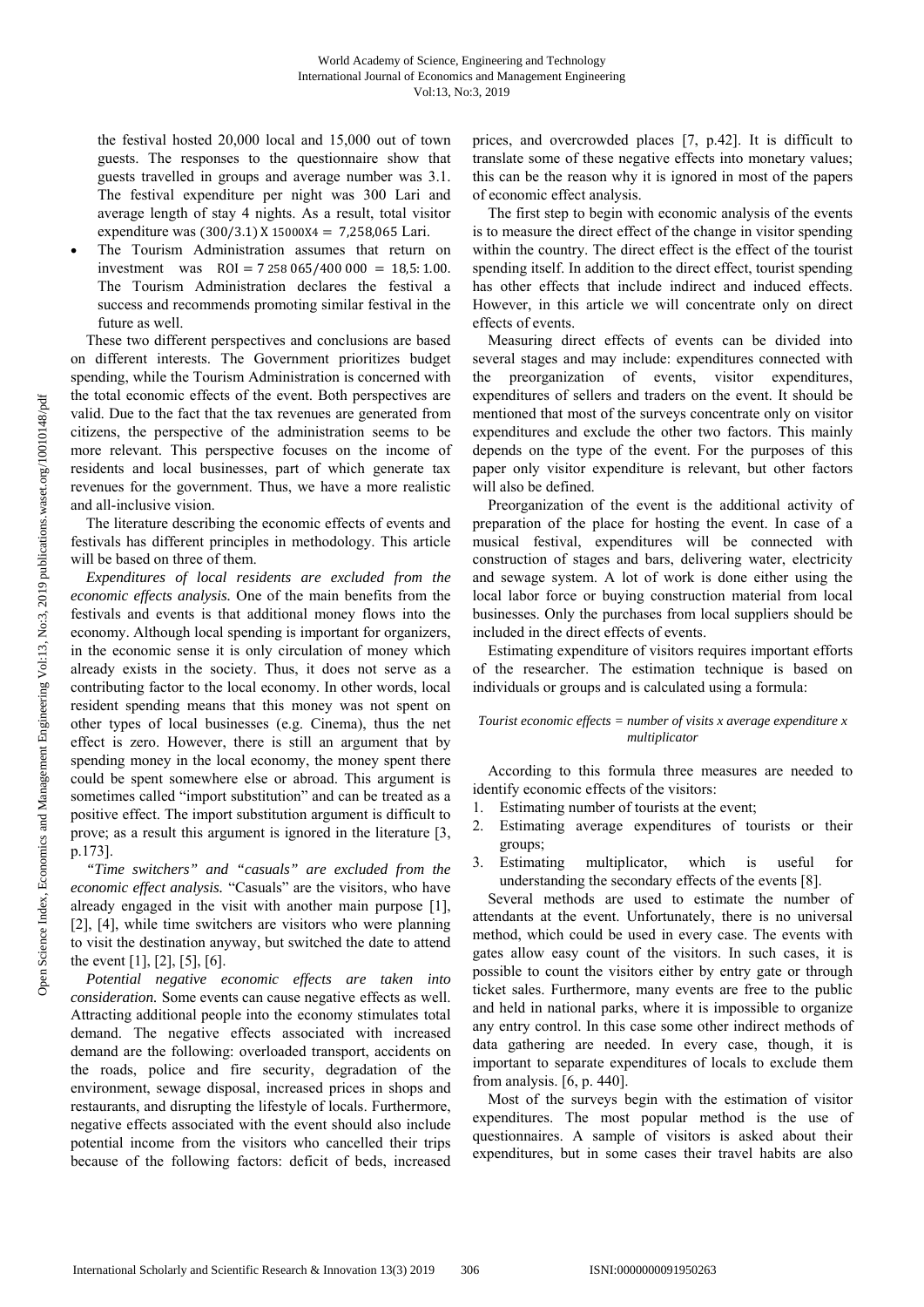the festival hosted 20,000 local and 15,000 out of town guests. The responses to the questionnaire show that guests travelled in groups and average number was 3.1. The festival expenditure per night was 300 Lari and average length of stay 4 nights. As a result, total visitor expenditure was $(300/3.1)\text{ X } 15000\text{X}4 = 7{,}258{,}065$ Lari.

- The Tourism Administration assumes that return on investment was $\text{ROI} = 7\ 258\ 065/400\ 000 = 18{,}5{:}\ 1.00$. The Tourism Administration declares the festival a success and recommends promoting similar festival in the future as well.

These two different perspectives and conclusions are based on different interests. The Government prioritizes budget spending, while the Tourism Administration is concerned with the total economic effects of the event. Both perspectives are valid. Due to the fact that the tax revenues are generated from citizens, the perspective of the administration seems to be more relevant. This perspective focuses on the income of residents and local businesses, part of which generate tax revenues for the government. Thus, we have a more realistic and all-inclusive vision.

The literature describing the economic effects of events and festivals has different principles in methodology. This article will be based on three of them.

*Expenditures of local residents are excluded from the economic effects analysis.* One of the main benefits from the festivals and events is that additional money flows into the economy. Although local spending is important for organizers, in the economic sense it is only circulation of money which already exists in the society. Thus, it does not serve as a contributing factor to the local economy. In other words, local resident spending means that this money was not spent on other types of local businesses (e.g. Cinema), thus the net effect is zero. However, there is still an argument that by spending money in the local economy, the money spent there could be spent somewhere else or abroad. This argument is sometimes called "import substitution" and can be treated as a positive effect. The import substitution argument is difficult to prove; as a result this argument is ignored in the literature [3, p.173].

*"Time switchers" and "casuals" are excluded from the economic effect analysis.* "Casuals" are the visitors, who have already engaged in the visit with another main purpose [1], [2], [4], while time switchers are visitors who were planning to visit the destination anyway, but switched the date to attend the event [1], [2], [5], [6].

*Potential negative economic effects are taken into consideration.* Some events can cause negative effects as well. Attracting additional people into the economy stimulates total demand. The negative effects associated with increased demand are the following: overloaded transport, accidents on the roads, police and fire security, degradation of the environment, sewage disposal, increased prices in shops and restaurants, and disrupting the lifestyle of locals. Furthermore, negative effects associated with the event should also include potential income from the visitors who cancelled their trips because of the following factors: deficit of beds, increased prices, and overcrowded places [7, p.42]. It is difficult to translate some of these negative effects into monetary values; this can be the reason why it is ignored in most of the papers of economic effect analysis.

The first step to begin with economic analysis of the events is to measure the direct effect of the change in visitor spending within the country. The direct effect is the effect of the tourist spending itself. In addition to the direct effect, tourist spending has other effects that include indirect and induced effects. However, in this article we will concentrate only on direct effects of events.

Measuring direct effects of events can be divided into several stages and may include: expenditures connected with the preorganization of events, visitor expenditures, expenditures of sellers and traders on the event. It should be mentioned that most of the surveys concentrate only on visitor expenditures and exclude the other two factors. This mainly depends on the type of the event. For the purposes of this paper only visitor expenditure is relevant, but other factors will also be defined.

Preorganization of the event is the additional activity of preparation of the place for hosting the event. In case of a musical festival, expenditures will be connected with construction of stages and bars, delivering water, electricity and sewage system. A lot of work is done either using the local labor force or buying construction material from local businesses. Only the purchases from local suppliers should be included in the direct effects of events.

Estimating expenditure of visitors requires important efforts of the researcher. The estimation technique is based on individuals or groups and is calculated using a formula:

*Tourist economic effects = number of visits x average expenditure x multiplicator*

According to this formula three measures are needed to identify economic effects of the visitors:

1. Estimating number of tourists at the event;
2. Estimating average expenditures of tourists or their groups;
3. Estimating multiplicator, which is useful for understanding the secondary effects of the events [8].

Several methods are used to estimate the number of attendants at the event. Unfortunately, there is no universal method, which could be used in every case. The events with gates allow easy count of the visitors. In such cases, it is possible to count the visitors either by entry gate or through ticket sales. Furthermore, many events are free to the public and held in national parks, where it is impossible to organize any entry control. In this case some other indirect methods of data gathering are needed. In every case, though, it is important to separate expenditures of locals to exclude them from analysis. [6, p. 440].

Most of the surveys begin with the estimation of visitor expenditures. The most popular method is the use of questionnaires. A sample of visitors is asked about their expenditures, but in some cases their travel habits are also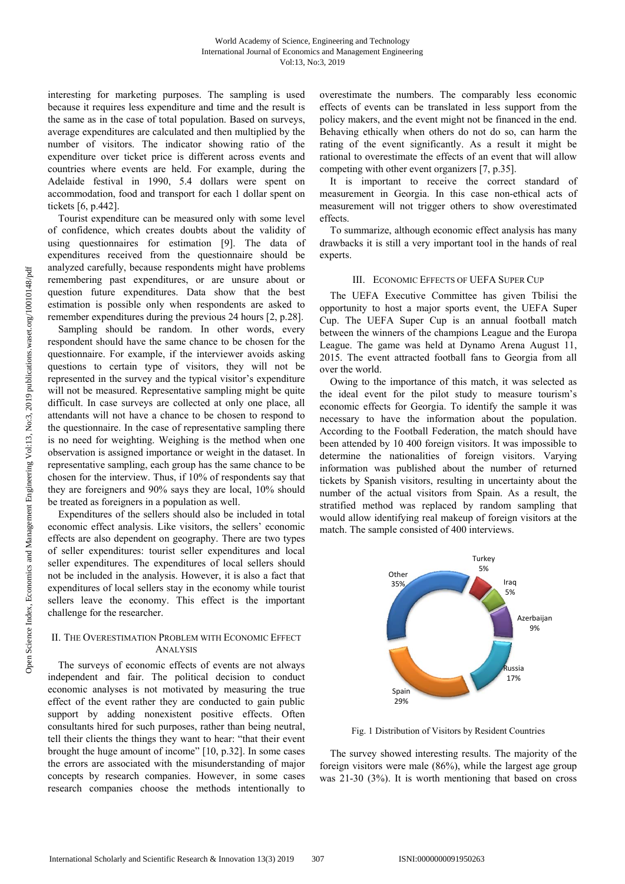interesting for marketing purposes. The sampling is used because it requires less expenditure and time and the result is the same as in the case of total population. Based on surveys, average expenditures are calculated and then multiplied by the number of visitors. The indicator showing ratio of the expenditure over ticket price is different across events and countries where events are held. For example, during the Adelaide festival in 1990, 5.4 dollars were spent on accommodation, food and transport for each 1 dollar spent on tickets [6, p.442].

Tourist expenditure can be measured only with some level of confidence, which creates doubts about the validity of using questionnaires for estimation [9]. The data of expenditures received from the questionnaire should be analyzed carefully, because respondents might have problems remembering past expenditures, or are unsure about or question future expenditures. Data show that the best estimation is possible only when respondents are asked to remember expenditures during the previous 24 hours [2, p.28].

Sampling should be random. In other words, every respondent should have the same chance to be chosen for the questionnaire. For example, if the interviewer avoids asking questions to certain type of visitors, they will not be represented in the survey and the typical visitor's expenditure will not be measured. Representative sampling might be quite difficult. In case surveys are collected at only one place, all attendants will not have a chance to be chosen to respond to the questionnaire. In the case of representative sampling there is no need for weighting. Weighing is the method when one observation is assigned importance or weight in the dataset. In representative sampling, each group has the same chance to be chosen for the interview. Thus, if 10% of respondents say that they are foreigners and 90% says they are local, 10% should be treated as foreigners in a population as well.

Expenditures of the sellers should also be included in total economic effect analysis. Like visitors, the sellers' economic effects are also dependent on geography. There are two types of seller expenditures: tourist seller expenditures and local seller expenditures. The expenditures of local sellers should not be included in the analysis. However, it is also a fact that expenditures of local sellers stay in the economy while tourist sellers leave the economy. This effect is the important challenge for the researcher.

## II. The Overestimation Problem with Economic Effect Analysis

The surveys of economic effects of events are not always independent and fair. The political decision to conduct economic analyses is not motivated by measuring the true effect of the event rather they are conducted to gain public support by adding nonexistent positive effects. Often consultants hired for such purposes, rather than being neutral, tell their clients the things they want to hear: "that their event brought the huge amount of income" [10, p.32]. In some cases the errors are associated with the misunderstanding of major concepts by research companies. However, in some cases research companies choose the methods intentionally to overestimate the numbers. The comparably less economic effects of events can be translated in less support from the policy makers, and the event might not be financed in the end. Behaving ethically when others do not do so, can harm the rating of the event significantly. As a result it might be rational to overestimate the effects of an event that will allow competing with other event organizers [7, p.35].

It is important to receive the correct standard of measurement in Georgia. In this case non-ethical acts of measurement will not trigger others to show overestimated effects.

To summarize, although economic effect analysis has many drawbacks it is still a very important tool in the hands of real experts.

## III. Economic Effects of UEFA Super Cup

The UEFA Executive Committee has given Tbilisi the opportunity to host a major sports event, the UEFA Super Cup. The UEFA Super Cup is an annual football match between the winners of the champions League and the Europa League. The game was held at Dynamo Arena August 11, 2015. The event attracted football fans to Georgia from all over the world.

Owing to the importance of this match, it was selected as the ideal event for the pilot study to measure tourism's economic effects for Georgia. To identify the sample it was necessary to have the information about the population. According to the Football Federation, the match should have been attended by 10 400 foreign visitors. It was impossible to determine the nationalities of foreign visitors. Varying information was published about the number of returned tickets by Spanish visitors, resulting in uncertainty about the number of the actual visitors from Spain. As a result, the stratified method was replaced by random sampling that would allow identifying real makeup of foreign visitors at the match. The sample consisted of 400 interviews.

Turkey 5%, Iraq 5%, Azerbaijan 9%, Russia 17%, Spain 29%, Other 35%

Fig. 1 Distribution of Visitors by Resident Countries

The survey showed interesting results. The majority of the foreign visitors were male (86%), while the largest age group was 21-30 (3%). It is worth mentioning that based on cross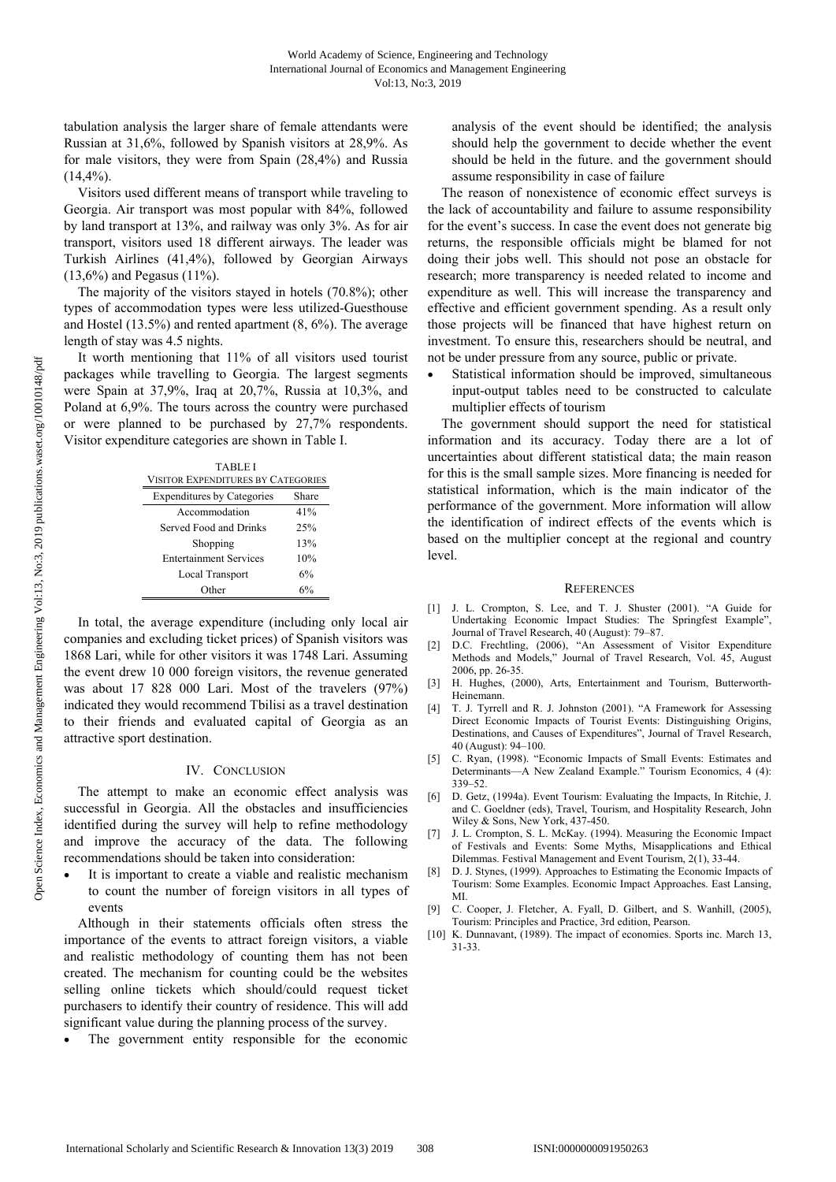tabulation analysis the larger share of female attendants were Russian at 31,6%, followed by Spanish visitors at 28,9%. As for male visitors, they were from Spain (28,4%) and Russia (14,4%).

Visitors used different means of transport while traveling to Georgia. Air transport was most popular with 84%, followed by land transport at 13%, and railway was only 3%. As for air transport, visitors used 18 different airways. The leader was Turkish Airlines (41,4%), followed by Georgian Airways (13,6%) and Pegasus (11%).

The majority of the visitors stayed in hotels (70.8%); other types of accommodation types were less utilized-Guesthouse and Hostel (13.5%) and rented apartment (8, 6%). The average length of stay was 4.5 nights.

It worth mentioning that 11% of all visitors used tourist packages while travelling to Georgia. The largest segments were Spain at 37,9%, Iraq at 20,7%, Russia at 10,3%, and Poland at 6,9%. The tours across the country were purchased or were planned to be purchased by 27,7% respondents. Visitor expenditure categories are shown in Table I.

TABLE I
VISITOR EXPENDITURES BY CATEGORIES

| Expenditures by Categories | Share |
|---|---|
| Accommodation | 41% |
| Served Food and Drinks | 25% |
| Shopping | 13% |
| Entertainment Services | 10% |
| Local Transport | 6% |
| Other | 6% |

In total, the average expenditure (including only local air companies and excluding ticket prices) of Spanish visitors was 1868 Lari, while for other visitors it was 1748 Lari. Assuming the event drew 10 000 foreign visitors, the revenue generated was about 17 828 000 Lari. Most of the travelers (97%) indicated they would recommend Tbilisi as a travel destination to their friends and evaluated capital of Georgia as an attractive sport destination.

## IV. CONCLUSION

The attempt to make an economic effect analysis was successful in Georgia. All the obstacles and insufficiencies identified during the survey will help to refine methodology and improve the accuracy of the data. The following recommendations should be taken into consideration:

- It is important to create a viable and realistic mechanism to count the number of foreign visitors in all types of events

Although in their statements officials often stress the importance of the events to attract foreign visitors, a viable and realistic methodology of counting them has not been created. The mechanism for counting could be the websites selling online tickets which should/could request ticket purchasers to identify their country of residence. This will add significant value during the planning process of the survey.

- The government entity responsible for the economic analysis of the event should be identified; the analysis should help the government to decide whether the event should be held in the future. and the government should assume responsibility in case of failure

The reason of nonexistence of economic effect surveys is the lack of accountability and failure to assume responsibility for the event's success. In case the event does not generate big returns, the responsible officials might be blamed for not doing their jobs well. This should not pose an obstacle for research; more transparency is needed related to income and expenditure as well. This will increase the transparency and effective and efficient government spending. As a result only those projects will be financed that have highest return on investment. To ensure this, researchers should be neutral, and not be under pressure from any source, public or private.

- Statistical information should be improved, simultaneous input-output tables need to be constructed to calculate multiplier effects of tourism

The government should support the need for statistical information and its accuracy. Today there are a lot of uncertainties about different statistical data; the main reason for this is the small sample sizes. More financing is needed for statistical information, which is the main indicator of the performance of the government. More information will allow the identification of indirect effects of the events which is based on the multiplier concept at the regional and country level.

## REFERENCES

[1] J. L. Crompton, S. Lee, and T. J. Shuster (2001). "A Guide for Undertaking Economic Impact Studies: The Springfest Example", Journal of Travel Research, 40 (August): 79–87.

[2] D.C. Frechtling, (2006), "An Assessment of Visitor Expenditure Methods and Models," Journal of Travel Research, Vol. 45, August 2006, pp. 26-35.

[3] H. Hughes, (2000), Arts, Entertainment and Tourism, Butterworth-Heinemann.

[4] T. J. Tyrrell and R. J. Johnston (2001). "A Framework for Assessing Direct Economic Impacts of Tourist Events: Distinguishing Origins, Destinations, and Causes of Expenditures", Journal of Travel Research, 40 (August): 94–100.

[5] C. Ryan, (1998). "Economic Impacts of Small Events: Estimates and Determinants—A New Zealand Example." Tourism Economics, 4 (4): 339–52.

[6] D. Getz, (1994a). Event Tourism: Evaluating the Impacts, In Ritchie, J. and C. Goeldner (eds), Travel, Tourism, and Hospitality Research, John Wiley & Sons, New York, 437-450.

[7] J. L. Crompton, S. L. McKay. (1994). Measuring the Economic Impact of Festivals and Events: Some Myths, Misapplications and Ethical Dilemmas. Festival Management and Event Tourism, 2(1), 33-44.

[8] D. J. Stynes, (1999). Approaches to Estimating the Economic Impacts of Tourism: Some Examples. Economic Impact Approaches. East Lansing, MI.

[9] C. Cooper, J. Fletcher, A. Fyall, D. Gilbert, and S. Wanhill, (2005), Tourism: Principles and Practice, 3rd edition, Pearson.

[10] K. Dunnavant, (1989). The impact of economies. Sports inc. March 13, 31-33.